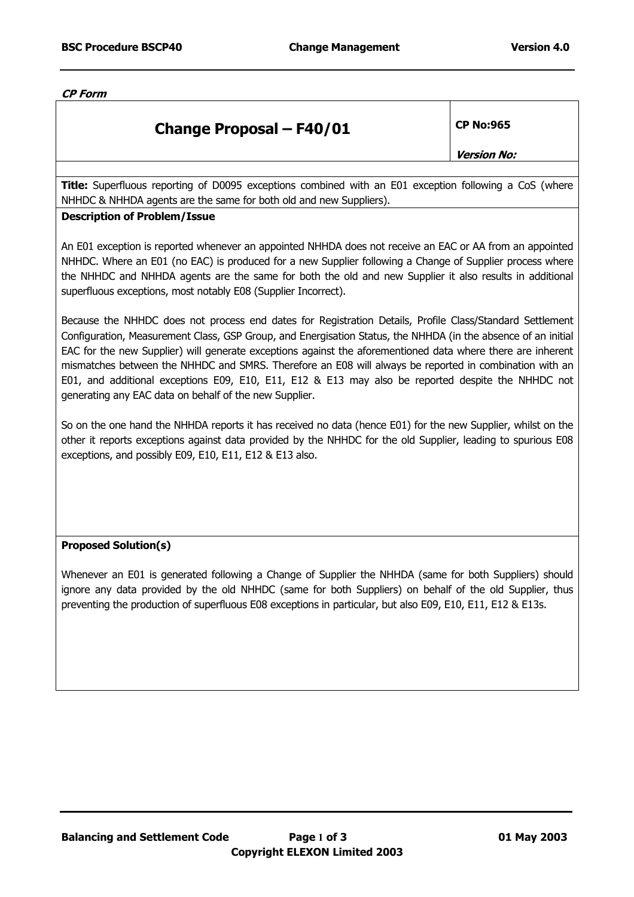***CP Form***

## Change Proposal – F40/01

**CP No:965**

***Version No:***

**Title:** Superfluous reporting of D0095 exceptions combined with an E01 exception following a CoS (where NHHDC & NHHDA agents are the same for both old and new Suppliers).

**Description of Problem/Issue**

An E01 exception is reported whenever an appointed NHHDA does not receive an EAC or AA from an appointed NHHDC. Where an E01 (no EAC) is produced for a new Supplier following a Change of Supplier process where the NHHDC and NHHDA agents are the same for both the old and new Supplier it also results in additional superfluous exceptions, most notably E08 (Supplier Incorrect).

Because the NHHDC does not process end dates for Registration Details, Profile Class/Standard Settlement Configuration, Measurement Class, GSP Group, and Energisation Status, the NHHDA (in the absence of an initial EAC for the new Supplier) will generate exceptions against the aforementioned data where there are inherent mismatches between the NHHDC and SMRS. Therefore an E08 will always be reported in combination with an E01, and additional exceptions E09, E10, E11, E12 & E13 may also be reported despite the NHHDC not generating any EAC data on behalf of the new Supplier.

So on the one hand the NHHDA reports it has received no data (hence E01) for the new Supplier, whilst on the other it reports exceptions against data provided by the NHHDC for the old Supplier, leading to spurious E08 exceptions, and possibly E09, E10, E11, E12 & E13 also.

**Proposed Solution(s)**

Whenever an E01 is generated following a Change of Supplier the NHHDA (same for both Suppliers) should ignore any data provided by the old NHHDC (same for both Suppliers) on behalf of the old Supplier, thus preventing the production of superfluous E08 exceptions in particular, but also E09, E10, E11, E12 & E13s.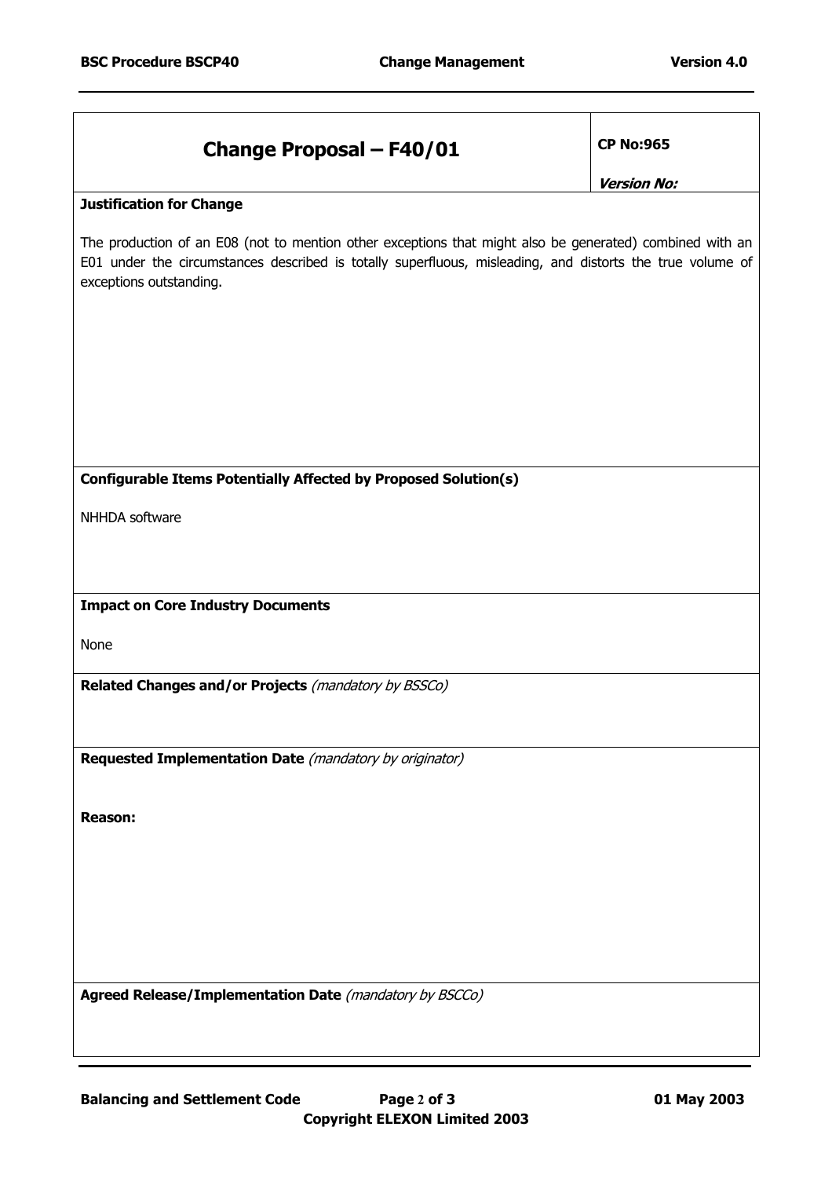| **Change Proposal – F40/01** | **CP No:965** <br> ***Version No:*** |
|---|---|

**Justification for Change**

The production of an E08 (not to mention other exceptions that might also be generated) combined with an E01 under the circumstances described is totally superfluous, misleading, and distorts the true volume of exceptions outstanding.

**Configurable Items Potentially Affected by Proposed Solution(s)**

NHHDA software

**Impact on Core Industry Documents**

None

**Related Changes and/or Projects** *(mandatory by BSSCo)*

**Requested Implementation Date** *(mandatory by originator)*

**Reason:**

**Agreed Release/Implementation Date** *(mandatory by BSCCo)*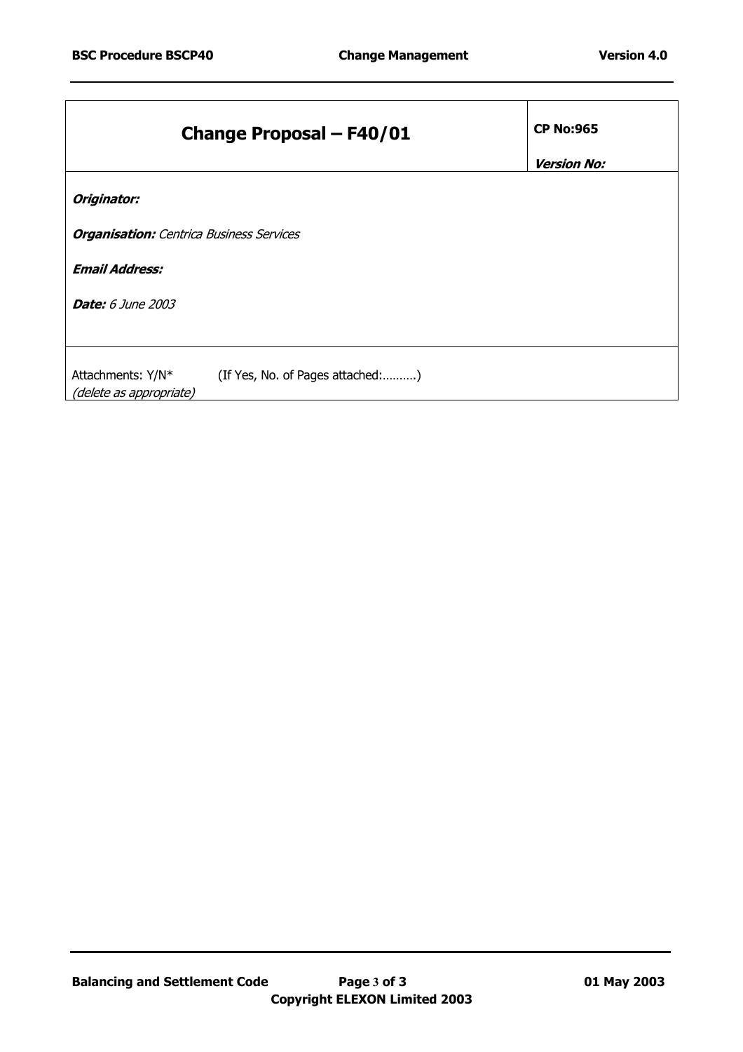| **Change Proposal – F40/01** | **CP No:965**<br><br>***Version No:*** |
|---|---|
| ***Originator:***<br><br>***Organisation:*** *Centrica Business Services*<br><br>***Email Address:***<br><br>***Date:*** *6 June 2003* | |
| Attachments: Y/N* (If Yes, No. of Pages attached:……….)<br>*(delete as appropriate)* | |